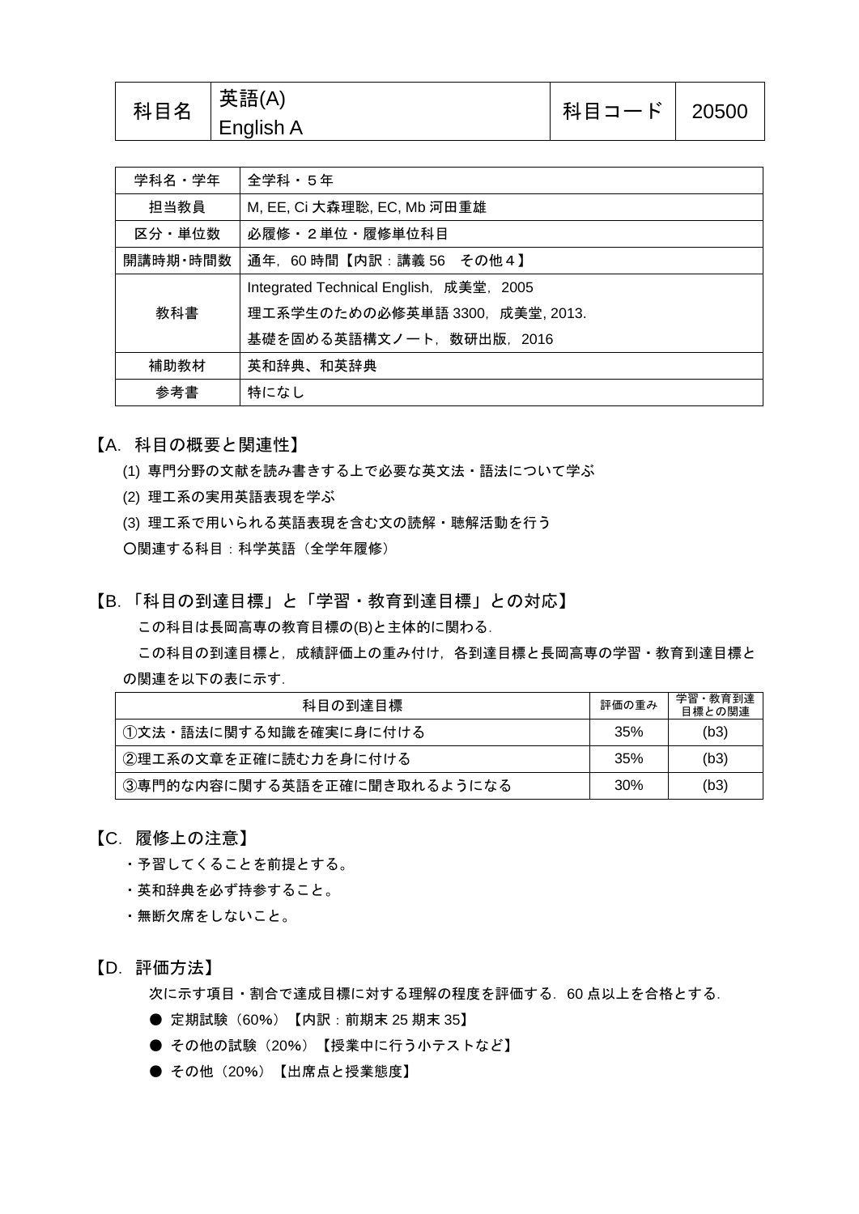| 科目名 | 英語(A)<br>English A | 科目コード | 20500 |
|---|---|---|---|

| 学科名・学年 | 全学科・５年 |
|---|---|
| 担当教員 | M, EE, Ci 大森理聡, EC, Mb 河田重雄 |
| 区分・単位数 | 必履修・２単位・履修単位科目 |
| 開講時期･時間数 | 通年，60 時間【内訳：講義 56　その他４】 |
| 教科書 | Integrated Technical English，成美堂，2005<br>理工系学生のための必修英単語 3300，成美堂, 2013.<br>基礎を固める英語構文ノート，数研出版，2016 |
| 補助教材 | 英和辞典、和英辞典 |
| 参考書 | 特になし |

## 【A. 科目の概要と関連性】

(1) 専門分野の文献を読み書きする上で必要な英文法・語法について学ぶ

(2) 理工系の実用英語表現を学ぶ

(3) 理工系で用いられる英語表現を含む文の読解・聴解活動を行う

〇関連する科目：科学英語（全学年履修）

## 【B.「科目の到達目標」と「学習・教育到達目標」との対応】

この科目は長岡高専の教育目標の(B)と主体的に関わる.

この科目の到達目標と，成績評価上の重み付け，各到達目標と長岡高専の学習・教育到達目標との関連を以下の表に示す.

| 科目の到達目標 | 評価の重み | 学習・教育到達目標との関連 |
|---|---|---|
| ①文法・語法に関する知識を確実に身に付ける | 35% | (b3) |
| ②理工系の文章を正確に読む力を身に付ける | 35% | (b3) |
| ③専門的な内容に関する英語を正確に聞き取れるようになる | 30% | (b3) |

## 【C. 履修上の注意】

・予習してくることを前提とする。

・英和辞典を必ず持参すること。

・無断欠席をしないこと。

## 【D. 評価方法】

次に示す項目・割合で達成目標に対する理解の程度を評価する．60 点以上を合格とする.

- 定期試験（60%）【内訳：前期末 25 期末 35】
- その他の試験（20%）【授業中に行う小テストなど】
- その他（20%）【出席点と授業態度】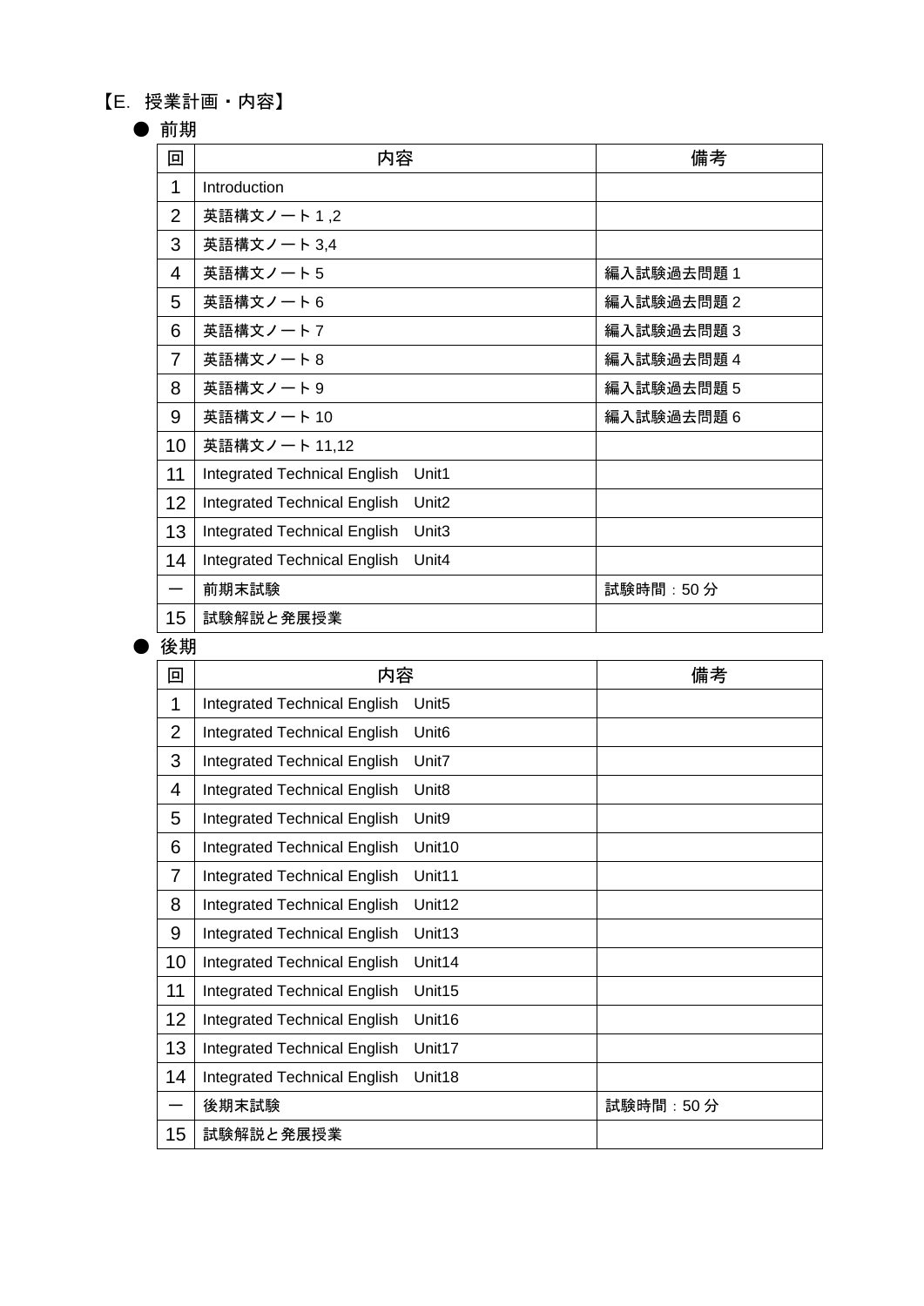【E. 授業計画・内容】

● 前期

| 回 | 内容 | 備考 |
|---|---|---|
| 1 | Introduction | |
| 2 | 英語構文ノート 1 ,2 | |
| 3 | 英語構文ノート 3,4 | |
| 4 | 英語構文ノート 5 | 編入試験過去問題 1 |
| 5 | 英語構文ノート 6 | 編入試験過去問題 2 |
| 6 | 英語構文ノート 7 | 編入試験過去問題 3 |
| 7 | 英語構文ノート 8 | 編入試験過去問題 4 |
| 8 | 英語構文ノート 9 | 編入試験過去問題 5 |
| 9 | 英語構文ノート 10 | 編入試験過去問題 6 |
| 10 | 英語構文ノート 11,12 | |
| 11 | Integrated Technical English　Unit1 | |
| 12 | Integrated Technical English　Unit2 | |
| 13 | Integrated Technical English　Unit3 | |
| 14 | Integrated Technical English　Unit4 | |
| ー | 前期末試験 | 試験時間：50 分 |
| 15 | 試験解説と発展授業 | |

● 後期

| 回 | 内容 | 備考 |
|---|---|---|
| 1 | Integrated Technical English　Unit5 | |
| 2 | Integrated Technical English　Unit6 | |
| 3 | Integrated Technical English　Unit7 | |
| 4 | Integrated Technical English　Unit8 | |
| 5 | Integrated Technical English　Unit9 | |
| 6 | Integrated Technical English　Unit10 | |
| 7 | Integrated Technical English　Unit11 | |
| 8 | Integrated Technical English　Unit12 | |
| 9 | Integrated Technical English　Unit13 | |
| 10 | Integrated Technical English　Unit14 | |
| 11 | Integrated Technical English　Unit15 | |
| 12 | Integrated Technical English　Unit16 | |
| 13 | Integrated Technical English　Unit17 | |
| 14 | Integrated Technical English　Unit18 | |
| ー | 後期末試験 | 試験時間：50 分 |
| 15 | 試験解説と発展授業 | |